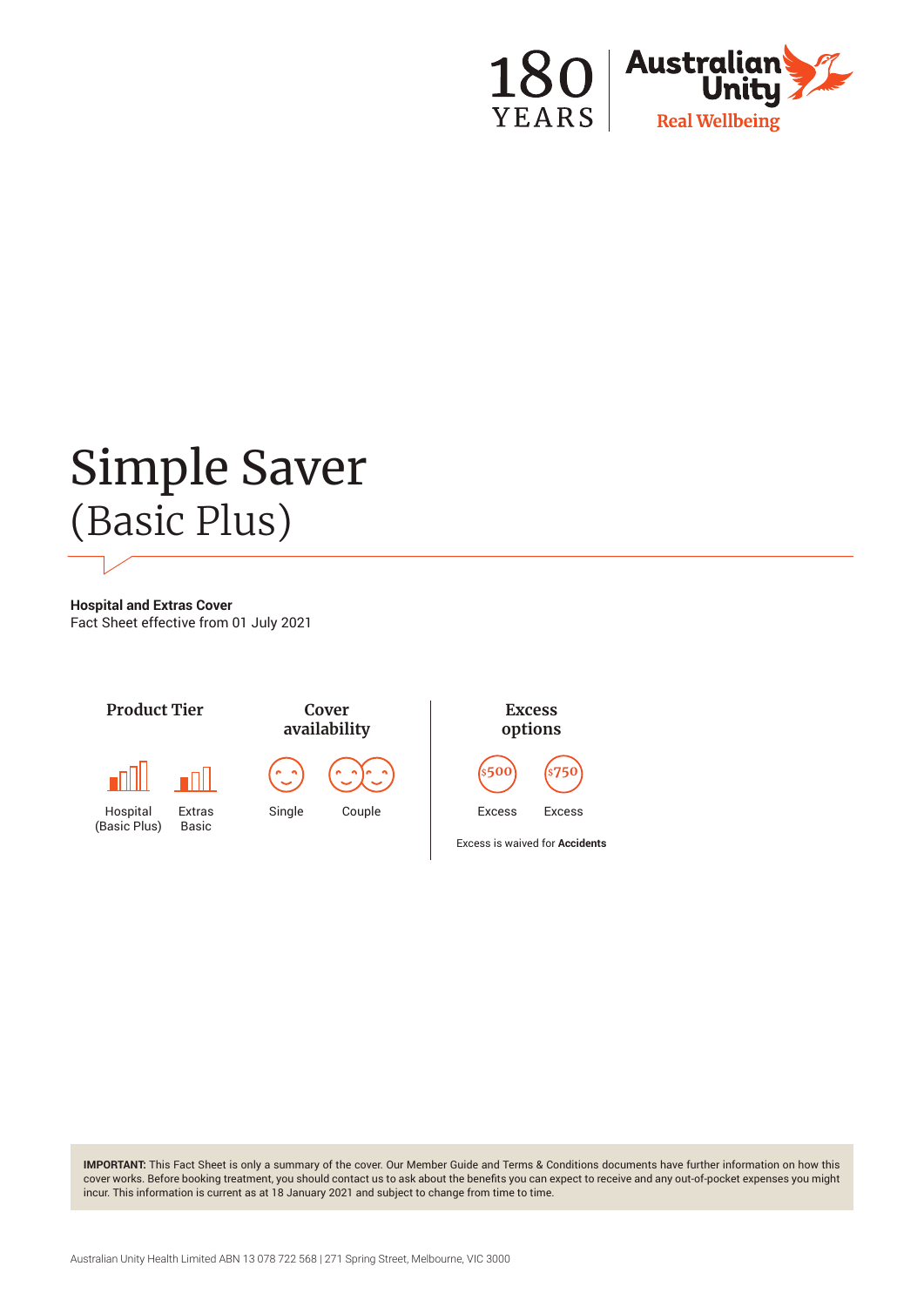180 YEARS | Australian Unity — Real Wellbeing

# Simple Saver
## (Basic Plus)

**Hospital and Extras Cover**
Fact Sheet effective from 01 July 2021

### Product Tier

Hospital (Basic Plus)

Extras Basic

### Cover availability

Single

Couple

### Excess options

$500 Excess

$750 Excess

Excess is waived for **Accidents**

**IMPORTANT:** This Fact Sheet is only a summary of the cover. Our Member Guide and Terms & Conditions documents have further information on how this cover works. Before booking treatment, you should contact us to ask about the benefits you can expect to receive and any out-of-pocket expenses you might incur. This information is current as at 18 January 2021 and subject to change from time to time.

Australian Unity Health Limited ABN 13 078 722 568 | 271 Spring Street, Melbourne, VIC 3000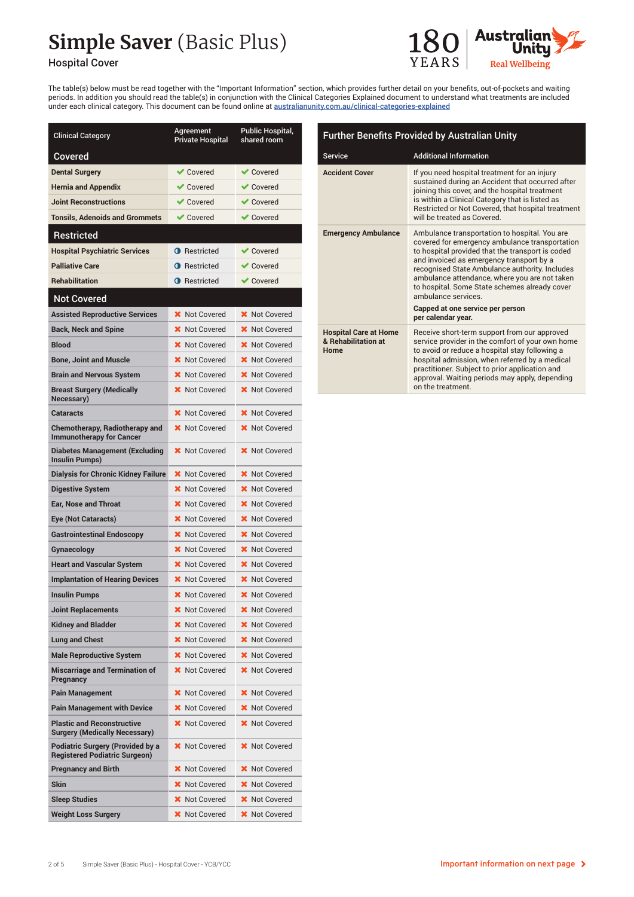# Simple Saver (Basic Plus)

Hospital Cover

180 YEARS | Australian Unity Real Wellbeing

The table(s) below must be read together with the "Important Information" section, which provides further detail on your benefits, out-of-pockets and waiting periods. In addition you should read the table(s) in conjunction with the Clinical Categories Explained document to understand what treatments are included under each clinical category. This document can be found online at australianunity.com.au/clinical-categories-explained

| Clinical Category | Agreement Private Hospital | Public Hospital, shared room |
|---|---|---|
| **Covered** | | |
| Dental Surgery | ✔ Covered | ✔ Covered |
| Hernia and Appendix | ✔ Covered | ✔ Covered |
| Joint Reconstructions | ✔ Covered | ✔ Covered |
| Tonsils, Adenoids and Grommets | ✔ Covered | ✔ Covered |
| **Restricted** | | |
| Hospital Psychiatric Services | Restricted | ✔ Covered |
| Palliative Care | Restricted | ✔ Covered |
| Rehabilitation | Restricted | ✔ Covered |
| **Not Covered** | | |
| Assisted Reproductive Services | ✖ Not Covered | ✖ Not Covered |
| Back, Neck and Spine | ✖ Not Covered | ✖ Not Covered |
| Blood | ✖ Not Covered | ✖ Not Covered |
| Bone, Joint and Muscle | ✖ Not Covered | ✖ Not Covered |
| Brain and Nervous System | ✖ Not Covered | ✖ Not Covered |
| Breast Surgery (Medically Necessary) | ✖ Not Covered | ✖ Not Covered |
| Cataracts | ✖ Not Covered | ✖ Not Covered |
| Chemotherapy, Radiotherapy and Immunotherapy for Cancer | ✖ Not Covered | ✖ Not Covered |
| Diabetes Management (Excluding Insulin Pumps) | ✖ Not Covered | ✖ Not Covered |
| Dialysis for Chronic Kidney Failure | ✖ Not Covered | ✖ Not Covered |
| Digestive System | ✖ Not Covered | ✖ Not Covered |
| Ear, Nose and Throat | ✖ Not Covered | ✖ Not Covered |
| Eye (Not Cataracts) | ✖ Not Covered | ✖ Not Covered |
| Gastrointestinal Endoscopy | ✖ Not Covered | ✖ Not Covered |
| Gynaecology | ✖ Not Covered | ✖ Not Covered |
| Heart and Vascular System | ✖ Not Covered | ✖ Not Covered |
| Implantation of Hearing Devices | ✖ Not Covered | ✖ Not Covered |
| Insulin Pumps | ✖ Not Covered | ✖ Not Covered |
| Joint Replacements | ✖ Not Covered | ✖ Not Covered |
| Kidney and Bladder | ✖ Not Covered | ✖ Not Covered |
| Lung and Chest | ✖ Not Covered | ✖ Not Covered |
| Male Reproductive System | ✖ Not Covered | ✖ Not Covered |
| Miscarriage and Termination of Pregnancy | ✖ Not Covered | ✖ Not Covered |
| Pain Management | ✖ Not Covered | ✖ Not Covered |
| Pain Management with Device | ✖ Not Covered | ✖ Not Covered |
| Plastic and Reconstructive Surgery (Medically Necessary) | ✖ Not Covered | ✖ Not Covered |
| Podiatric Surgery (Provided by a Registered Podiatric Surgeon) | ✖ Not Covered | ✖ Not Covered |
| Pregnancy and Birth | ✖ Not Covered | ✖ Not Covered |
| Skin | ✖ Not Covered | ✖ Not Covered |
| Sleep Studies | ✖ Not Covered | ✖ Not Covered |
| Weight Loss Surgery | ✖ Not Covered | ✖ Not Covered |

## Further Benefits Provided by Australian Unity

| Service | Additional Information |
|---|---|
| **Accident Cover** | If you need hospital treatment for an injury sustained during an Accident that occurred after joining this cover, and the hospital treatment is within a Clinical Category that is listed as Restricted or Not Covered, that hospital treatment will be treated as Covered. |
| **Emergency Ambulance** | Ambulance transportation to hospital. You are covered for emergency ambulance transportation to hospital provided that the transport is coded and invoiced as emergency transport by a recognised State Ambulance authority. Includes ambulance attendance, where you are not taken to hospital. Some State schemes already cover ambulance services. **Capped at one service per person per calendar year.** |
| **Hospital Care at Home & Rehabilitation at Home** | Receive short-term support from our approved service provider in the comfort of your own home to avoid or reduce a hospital stay following a hospital admission, when referred by a medical practitioner. Subject to prior application and approval. Waiting periods may apply, depending on the treatment. |

Important information on next page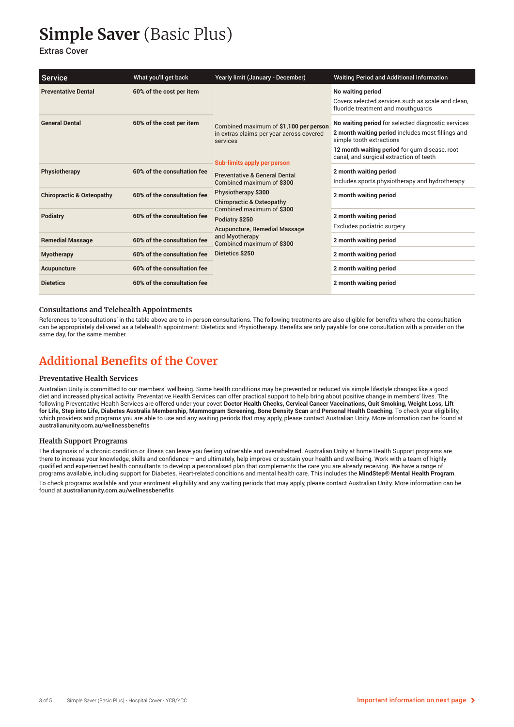# **Simple Saver** (Basic Plus)

Extras Cover

| Service | What you'll get back | Yearly limit (January - December) | Waiting Period and Additional Information |
|---|---|---|---|
| **Preventative Dental** | **60% of the cost per item** | Combined maximum of **$1,100 per person** in extras claims per year across covered services<br><br>**Sub-limits apply per person**<br><br>Preventative & General Dental Combined maximum of **$300**<br><br>**Physiotherapy $300**<br><br>Chiropractic & Osteopathy Combined maximum of **$300**<br><br>**Podiatry $250**<br><br>Acupuncture, Remedial Massage and Myotherapy Combined maximum of **$300**<br><br>**Dietetics $250** | **No waiting period**<br>Covers selected services such as scale and clean, fluoride treatment and mouthguards |
| **General Dental** | **60% of the cost per item** | | **No waiting period** for selected diagnostic services<br>**2 month waiting period** includes most fillings and simple tooth extractions<br>**12 month waiting period** for gum disease, root canal, and surgical extraction of teeth |
| **Physiotherapy** | **60% of the consultation fee** | | **2 month waiting period**<br>Includes sports physiotherapy and hydrotherapy |
| **Chiropractic & Osteopathy** | **60% of the consultation fee** | | **2 month waiting period** |
| **Podiatry** | **60% of the consultation fee** | | **2 month waiting period**<br>Excludes podiatric surgery |
| **Remedial Massage** | **60% of the consultation fee** | | **2 month waiting period** |
| **Myotherapy** | **60% of the consultation fee** | | **2 month waiting period** |
| **Acupuncture** | **60% of the consultation fee** | | **2 month waiting period** |
| **Dietetics** | **60% of the consultation fee** | | **2 month waiting period** |

### Consultations and Telehealth Appointments

References to 'consultations' in the table above are to in-person consultations. The following treatments are also eligible for benefits where the consultation can be appropriately delivered as a telehealth appointment: Dietetics and Physiotherapy. Benefits are only payable for one consultation with a provider on the same day, for the same member.

## Additional Benefits of the Cover

### Preventative Health Services

Australian Unity is committed to our members' wellbeing. Some health conditions may be prevented or reduced via simple lifestyle changes like a good diet and increased physical activity. Preventative Health Services can offer practical support to help bring about positive change in members' lives. The following Preventative Health Services are offered under your cover: **Doctor Health Checks, Cervical Cancer Vaccinations, Quit Smoking, Weight Loss, Lift for Life, Step into Life, Diabetes Australia Membership, Mammogram Screening, Bone Density Scan** and **Personal Health Coaching**. To check your eligibility, which providers and programs you are able to use and any waiting periods that may apply, please contact Australian Unity. More information can be found at **australianunity.com.au/wellnessbenefits**

### Health Support Programs

The diagnosis of a chronic condition or illness can leave you feeling vulnerable and overwhelmed. Australian Unity at home Health Support programs are there to increase your knowledge, skills and confidence – and ultimately, help improve or sustain your health and wellbeing. Work with a team of highly qualified and experienced health consultants to develop a personalised plan that complements the care you are already receiving. We have a range of programs available, including support for Diabetes, Heart-related conditions and mental health care. This includes the **MindStep® Mental Health Program**.

To check programs available and your enrolment eligibility and any waiting periods that may apply, please contact Australian Unity. More information can be found at **australianunity.com.au/wellnessbenefits**

Important information on next page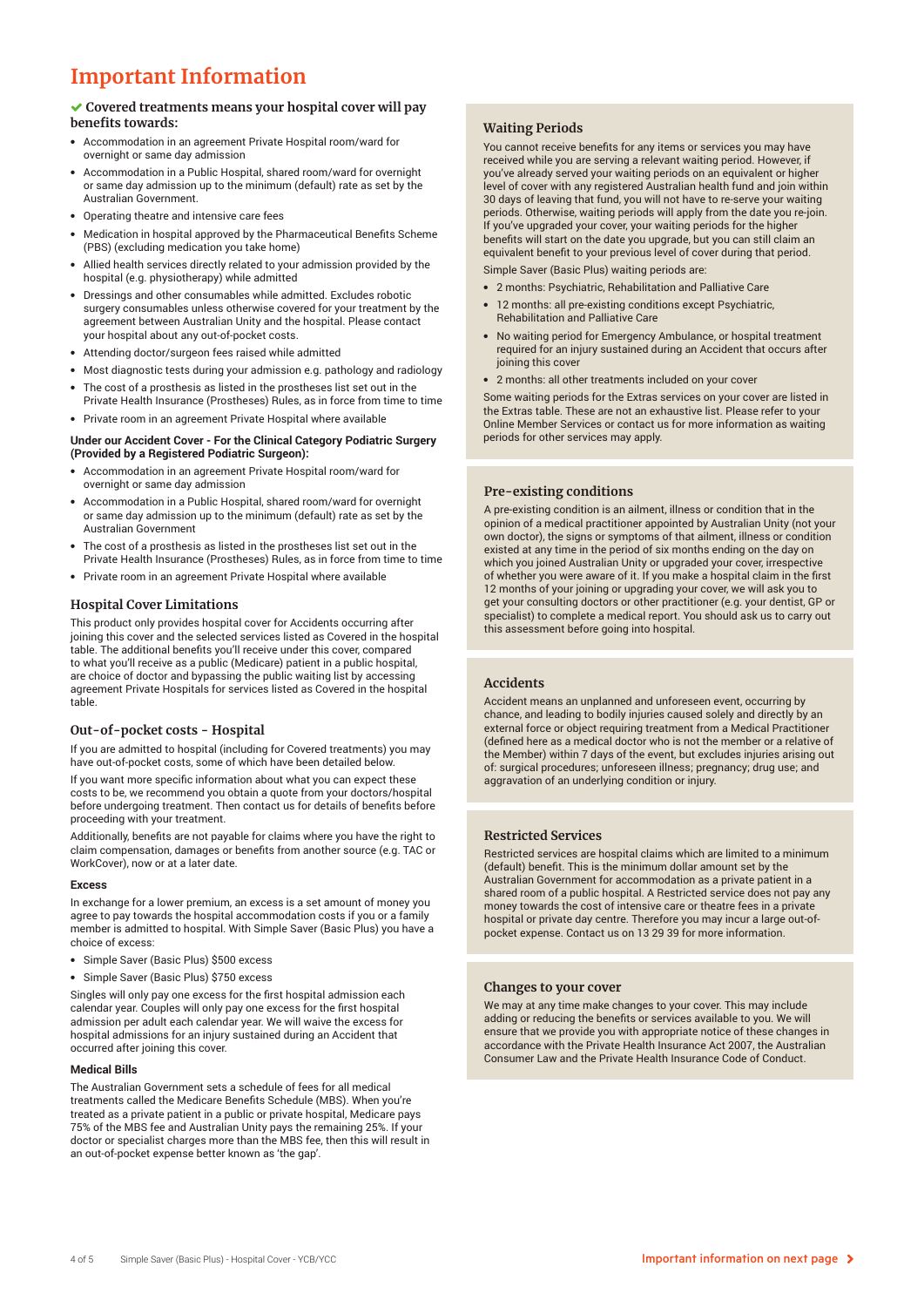# Important Information

## ✔ Covered treatments means your hospital cover will pay benefits towards:

- Accommodation in an agreement Private Hospital room/ward for overnight or same day admission
- Accommodation in a Public Hospital, shared room/ward for overnight or same day admission up to the minimum (default) rate as set by the Australian Government.
- Operating theatre and intensive care fees
- Medication in hospital approved by the Pharmaceutical Benefits Scheme (PBS) (excluding medication you take home)
- Allied health services directly related to your admission provided by the hospital (e.g. physiotherapy) while admitted
- Dressings and other consumables while admitted. Excludes robotic surgery consumables unless otherwise covered for your treatment by the agreement between Australian Unity and the hospital. Please contact your hospital about any out-of-pocket costs.
- Attending doctor/surgeon fees raised while admitted
- Most diagnostic tests during your admission e.g. pathology and radiology
- The cost of a prosthesis as listed in the prostheses list set out in the Private Health Insurance (Prostheses) Rules, as in force from time to time
- Private room in an agreement Private Hospital where available

**Under our Accident Cover - For the Clinical Category Podiatric Surgery (Provided by a Registered Podiatric Surgeon):**

- Accommodation in an agreement Private Hospital room/ward for overnight or same day admission
- Accommodation in a Public Hospital, shared room/ward for overnight or same day admission up to the minimum (default) rate as set by the Australian Government
- The cost of a prosthesis as listed in the prostheses list set out in the Private Health Insurance (Prostheses) Rules, as in force from time to time
- Private room in an agreement Private Hospital where available

## Hospital Cover Limitations

This product only provides hospital cover for Accidents occurring after joining this cover and the selected services listed as Covered in the hospital table. The additional benefits you'll receive under this cover, compared to what you'll receive as a public (Medicare) patient in a public hospital, are choice of doctor and bypassing the public waiting list by accessing agreement Private Hospitals for services listed as Covered in the hospital table.

## Out-of-pocket costs - Hospital

If you are admitted to hospital (including for Covered treatments) you may have out-of-pocket costs, some of which have been detailed below.

If you want more specific information about what you can expect these costs to be, we recommend you obtain a quote from your doctors/hospital before undergoing treatment. Then contact us for details of benefits before proceeding with your treatment.

Additionally, benefits are not payable for claims where you have the right to claim compensation, damages or benefits from another source (e.g. TAC or WorkCover), now or at a later date.

### Excess

In exchange for a lower premium, an excess is a set amount of money you agree to pay towards the hospital accommodation costs if you or a family member is admitted to hospital. With Simple Saver (Basic Plus) you have a choice of excess:

- Simple Saver (Basic Plus) $500 excess
- Simple Saver (Basic Plus) $750 excess

Singles will only pay one excess for the first hospital admission each calendar year. Couples will only pay one excess for the first hospital admission per adult each calendar year. We will waive the excess for hospital admissions for an injury sustained during an Accident that occurred after joining this cover.

### Medical Bills

The Australian Government sets a schedule of fees for all medical treatments called the Medicare Benefits Schedule (MBS). When you're treated as a private patient in a public or private hospital, Medicare pays 75% of the MBS fee and Australian Unity pays the remaining 25%. If your doctor or specialist charges more than the MBS fee, then this will result in an out-of-pocket expense better known as 'the gap'.

## Waiting Periods

You cannot receive benefits for any items or services you may have received while you are serving a relevant waiting period. However, if you've already served your waiting periods on an equivalent or higher level of cover with any registered Australian health fund and join within 30 days of leaving that fund, you will not have to re-serve your waiting periods. Otherwise, waiting periods will apply from the date you re-join. If you've upgraded your cover, your waiting periods for the higher benefits will start on the date you upgrade, but you can still claim an equivalent benefit to your previous level of cover during that period.

Simple Saver (Basic Plus) waiting periods are:

- 2 months: Psychiatric, Rehabilitation and Palliative Care
- 12 months: all pre-existing conditions except Psychiatric, Rehabilitation and Palliative Care
- No waiting period for Emergency Ambulance, or hospital treatment required for an injury sustained during an Accident that occurs after joining this cover
- 2 months: all other treatments included on your cover

Some waiting periods for the Extras services on your cover are listed in the Extras table. These are not an exhaustive list. Please refer to your Online Member Services or contact us for more information as waiting periods for other services may apply.

## Pre-existing conditions

A pre-existing condition is an ailment, illness or condition that in the opinion of a medical practitioner appointed by Australian Unity (not your own doctor), the signs or symptoms of that ailment, illness or condition existed at any time in the period of six months ending on the day on which you joined Australian Unity or upgraded your cover, irrespective of whether you were aware of it. If you make a hospital claim in the first 12 months of your joining or upgrading your cover, we will ask you to get your consulting doctors or other practitioner (e.g. your dentist, GP or specialist) to complete a medical report. You should ask us to carry out this assessment before going into hospital.

## Accidents

Accident means an unplanned and unforeseen event, occurring by chance, and leading to bodily injuries caused solely and directly by an external force or object requiring treatment from a Medical Practitioner (defined here as a medical doctor who is not the member or a relative of the Member) within 7 days of the event, but excludes injuries arising out of: surgical procedures; unforeseen illness; pregnancy; drug use; and aggravation of an underlying condition or injury.

## Restricted Services

Restricted services are hospital claims which are limited to a minimum (default) benefit. This is the minimum dollar amount set by the Australian Government for accommodation as a private patient in a shared room of a public hospital. A Restricted service does not pay any money towards the cost of intensive care or theatre fees in a private hospital or private day centre. Therefore you may incur a large out-of-pocket expense. Contact us on 13 29 39 for more information.

## Changes to your cover

We may at any time make changes to your cover. This may include adding or reducing the benefits or services available to you. We will ensure that we provide you with appropriate notice of these changes in accordance with the Private Health Insurance Act 2007, the Australian Consumer Law and the Private Health Insurance Code of Conduct.

Important information on next page ›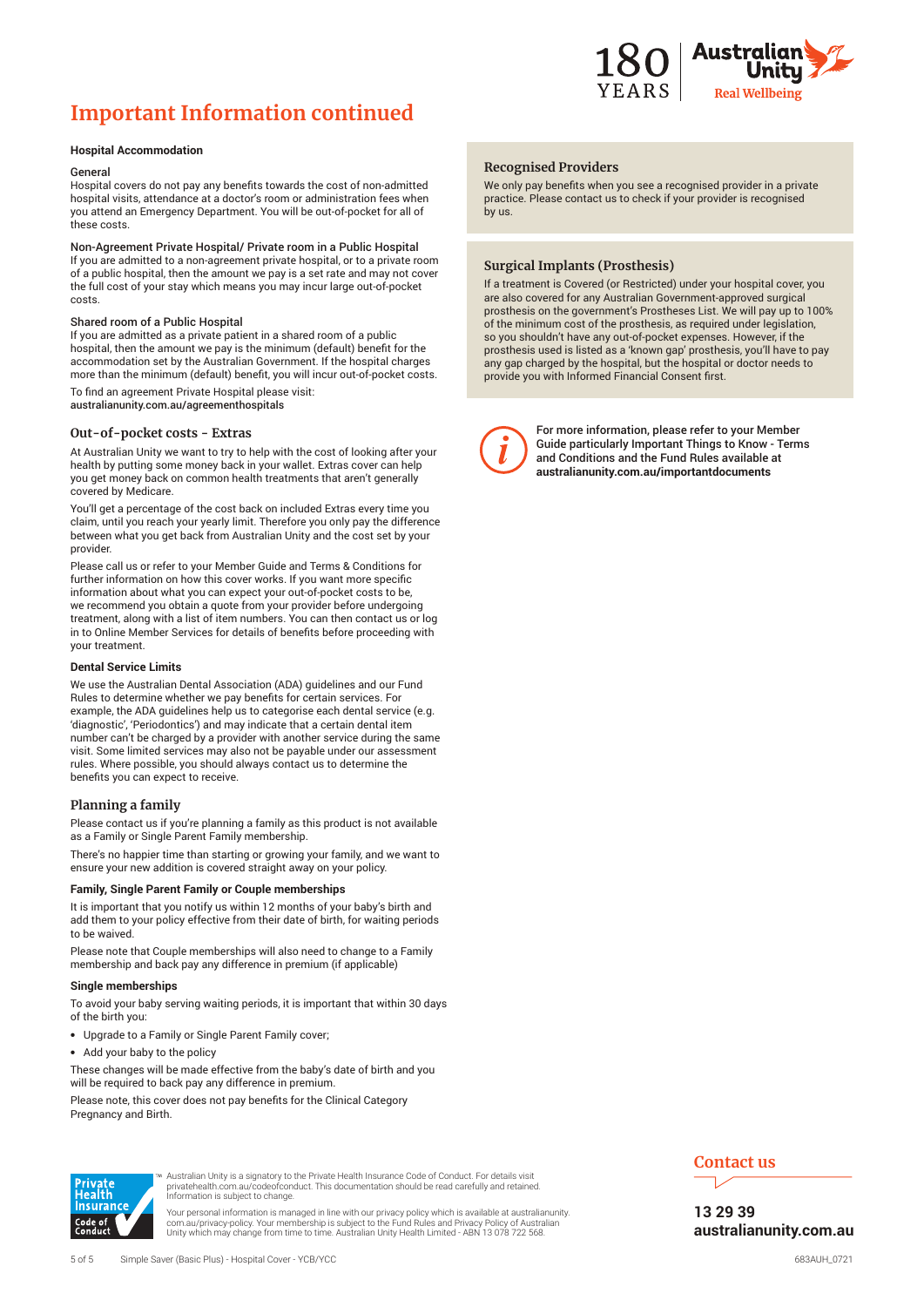# Important Information continued

### Hospital Accommodation

**General**

Hospital covers do not pay any benefits towards the cost of non-admitted hospital visits, attendance at a doctor's room or administration fees when you attend an Emergency Department. You will be out-of-pocket for all of these costs.

**Non-Agreement Private Hospital/ Private room in a Public Hospital**

If you are admitted to a non-agreement private hospital, or to a private room of a public hospital, then the amount we pay is a set rate and may not cover the full cost of your stay which means you may incur large out-of-pocket costs.

**Shared room of a Public Hospital**

If you are admitted as a private patient in a shared room of a public hospital, then the amount we pay is the minimum (default) benefit for the accommodation set by the Australian Government. If the hospital charges more than the minimum (default) benefit, you will incur out-of-pocket costs.

To find an agreement Private Hospital please visit: australianunity.com.au/agreementhospitals

## Out-of-pocket costs - Extras

At Australian Unity we want to try to help with the cost of looking after your health by putting some money back in your wallet. Extras cover can help you get money back on common health treatments that aren't generally covered by Medicare.

You'll get a percentage of the cost back on included Extras every time you claim, until you reach your yearly limit. Therefore you only pay the difference between what you get back from Australian Unity and the cost set by your provider.

Please call us or refer to your Member Guide and Terms & Conditions for further information on how this cover works. If you want more specific information about what you can expect your out-of-pocket costs to be, we recommend you obtain a quote from your provider before undergoing treatment, along with a list of item numbers. You can then contact us or log in to Online Member Services for details of benefits before proceeding with your treatment.

### Dental Service Limits

We use the Australian Dental Association (ADA) guidelines and our Fund Rules to determine whether we pay benefits for certain services. For example, the ADA guidelines help us to categorise each dental service (e.g. 'diagnostic', 'Periodontics') and may indicate that a certain dental item number can't be charged by a provider with another service during the same visit. Some limited services may also not be payable under our assessment rules. Where possible, you should always contact us to determine the benefits you can expect to receive.

## Planning a family

Please contact us if you're planning a family as this product is not available as a Family or Single Parent Family membership.

There's no happier time than starting or growing your family, and we want to ensure your new addition is covered straight away on your policy.

### Family, Single Parent Family or Couple memberships

It is important that you notify us within 12 months of your baby's birth and add them to your policy effective from their date of birth, for waiting periods to be waived.

Please note that Couple memberships will also need to change to a Family membership and back pay any difference in premium (if applicable)

### Single memberships

To avoid your baby serving waiting periods, it is important that within 30 days of the birth you:

- Upgrade to a Family or Single Parent Family cover;
- Add your baby to the policy

These changes will be made effective from the baby's date of birth and you will be required to back pay any difference in premium.

Please note, this cover does not pay benefits for the Clinical Category Pregnancy and Birth.

## Recognised Providers

We only pay benefits when you see a recognised provider in a private practice. Please contact us to check if your provider is recognised by us.

## Surgical Implants (Prosthesis)

If a treatment is Covered (or Restricted) under your hospital cover, you are also covered for any Australian Government-approved surgical prosthesis on the government's Prostheses List. We will pay up to 100% of the minimum cost of the prosthesis, as required under legislation, so you shouldn't have any out-of-pocket expenses. However, if the prosthesis used is listed as a 'known gap' prosthesis, you'll have to pay any gap charged by the hospital, but the hospital or doctor needs to provide you with Informed Financial Consent first.

**For more information, please refer to your Member Guide particularly Important Things to Know - Terms and Conditions and the Fund Rules available at australianunity.com.au/importantdocuments**

™ Australian Unity is a signatory to the Private Health Insurance Code of Conduct. For details visit privatehealth.com.au/codeofconduct. This documentation should be read carefully and retained. Information is subject to change.

Your personal information is managed in line with our privacy policy which is available at australianunity.com.au/privacy-policy. Your membership is subject to the Fund Rules and Privacy Policy of Australian Unity which may change from time to time. Australian Unity Health Limited - ABN 13 078 722 568.

## Contact us

**13 29 39**
**australianunity.com.au**

Simple Saver (Basic Plus) - Hospital Cover - YCB/YCC

683AUH_0721